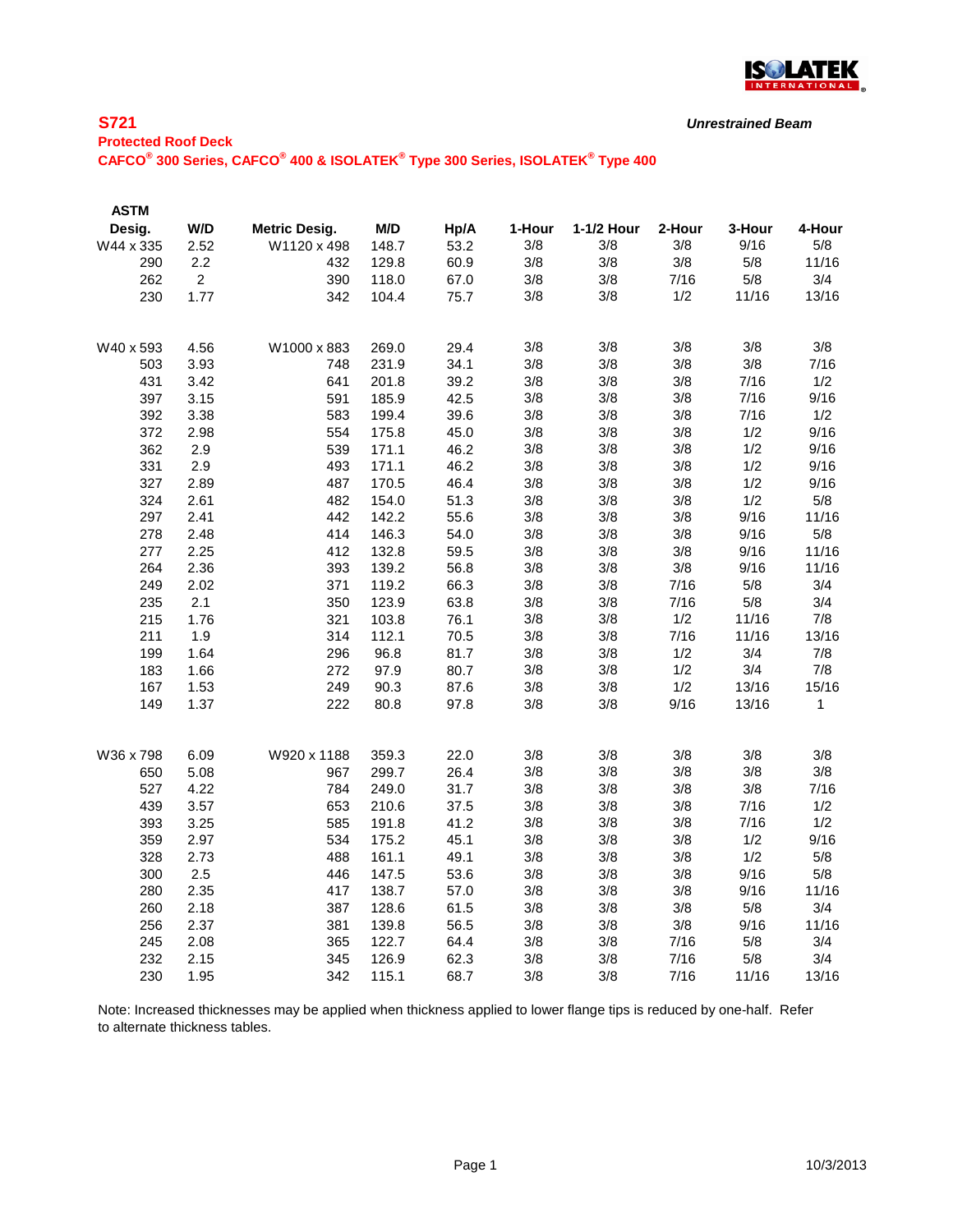## S721

*Unrestrained Beam*

**Protected Roof Deck**

**CAFCO® 300 Series, CAFCO® 400 & ISOLATEK® Type 300 Series, ISOLATEK® Type 400**

| ASTM Desig. | W/D | Metric Desig. | M/D | Hp/A | 1-Hour | 1-1/2 Hour | 2-Hour | 3-Hour | 4-Hour |
|---|---|---|---|---|---|---|---|---|---|
| W44 x 335 | 2.52 | W1120 x 498 | 148.7 | 53.2 | 3/8 | 3/8 | 3/8 | 9/16 | 5/8 |
| 290 | 2.2 | 432 | 129.8 | 60.9 | 3/8 | 3/8 | 3/8 | 5/8 | 11/16 |
| 262 | 2 | 390 | 118.0 | 67.0 | 3/8 | 3/8 | 7/16 | 5/8 | 3/4 |
| 230 | 1.77 | 342 | 104.4 | 75.7 | 3/8 | 3/8 | 1/2 | 11/16 | 13/16 |
| | | | | | | | | | |
| W40 x 593 | 4.56 | W1000 x 883 | 269.0 | 29.4 | 3/8 | 3/8 | 3/8 | 3/8 | 3/8 |
| 503 | 3.93 | 748 | 231.9 | 34.1 | 3/8 | 3/8 | 3/8 | 3/8 | 7/16 |
| 431 | 3.42 | 641 | 201.8 | 39.2 | 3/8 | 3/8 | 3/8 | 7/16 | 1/2 |
| 397 | 3.15 | 591 | 185.9 | 42.5 | 3/8 | 3/8 | 3/8 | 7/16 | 9/16 |
| 392 | 3.38 | 583 | 199.4 | 39.6 | 3/8 | 3/8 | 3/8 | 7/16 | 1/2 |
| 372 | 2.98 | 554 | 175.8 | 45.0 | 3/8 | 3/8 | 3/8 | 1/2 | 9/16 |
| 362 | 2.9 | 539 | 171.1 | 46.2 | 3/8 | 3/8 | 3/8 | 1/2 | 9/16 |
| 331 | 2.9 | 493 | 171.1 | 46.2 | 3/8 | 3/8 | 3/8 | 1/2 | 9/16 |
| 327 | 2.89 | 487 | 170.5 | 46.4 | 3/8 | 3/8 | 3/8 | 1/2 | 9/16 |
| 324 | 2.61 | 482 | 154.0 | 51.3 | 3/8 | 3/8 | 3/8 | 1/2 | 5/8 |
| 297 | 2.41 | 442 | 142.2 | 55.6 | 3/8 | 3/8 | 3/8 | 9/16 | 11/16 |
| 278 | 2.48 | 414 | 146.3 | 54.0 | 3/8 | 3/8 | 3/8 | 9/16 | 5/8 |
| 277 | 2.25 | 412 | 132.8 | 59.5 | 3/8 | 3/8 | 3/8 | 9/16 | 11/16 |
| 264 | 2.36 | 393 | 139.2 | 56.8 | 3/8 | 3/8 | 3/8 | 9/16 | 11/16 |
| 249 | 2.02 | 371 | 119.2 | 66.3 | 3/8 | 3/8 | 7/16 | 5/8 | 3/4 |
| 235 | 2.1 | 350 | 123.9 | 63.8 | 3/8 | 3/8 | 7/16 | 5/8 | 3/4 |
| 215 | 1.76 | 321 | 103.8 | 76.1 | 3/8 | 3/8 | 1/2 | 11/16 | 7/8 |
| 211 | 1.9 | 314 | 112.1 | 70.5 | 3/8 | 3/8 | 7/16 | 11/16 | 13/16 |
| 199 | 1.64 | 296 | 96.8 | 81.7 | 3/8 | 3/8 | 1/2 | 3/4 | 7/8 |
| 183 | 1.66 | 272 | 97.9 | 80.7 | 3/8 | 3/8 | 1/2 | 3/4 | 7/8 |
| 167 | 1.53 | 249 | 90.3 | 87.6 | 3/8 | 3/8 | 1/2 | 13/16 | 15/16 |
| 149 | 1.37 | 222 | 80.8 | 97.8 | 3/8 | 3/8 | 9/16 | 13/16 | 1 |
| | | | | | | | | | |
| W36 x 798 | 6.09 | W920 x 1188 | 359.3 | 22.0 | 3/8 | 3/8 | 3/8 | 3/8 | 3/8 |
| 650 | 5.08 | 967 | 299.7 | 26.4 | 3/8 | 3/8 | 3/8 | 3/8 | 3/8 |
| 527 | 4.22 | 784 | 249.0 | 31.7 | 3/8 | 3/8 | 3/8 | 3/8 | 7/16 |
| 439 | 3.57 | 653 | 210.6 | 37.5 | 3/8 | 3/8 | 3/8 | 7/16 | 1/2 |
| 393 | 3.25 | 585 | 191.8 | 41.2 | 3/8 | 3/8 | 3/8 | 7/16 | 1/2 |
| 359 | 2.97 | 534 | 175.2 | 45.1 | 3/8 | 3/8 | 3/8 | 1/2 | 9/16 |
| 328 | 2.73 | 488 | 161.1 | 49.1 | 3/8 | 3/8 | 3/8 | 1/2 | 5/8 |
| 300 | 2.5 | 446 | 147.5 | 53.6 | 3/8 | 3/8 | 3/8 | 9/16 | 5/8 |
| 280 | 2.35 | 417 | 138.7 | 57.0 | 3/8 | 3/8 | 3/8 | 9/16 | 11/16 |
| 260 | 2.18 | 387 | 128.6 | 61.5 | 3/8 | 3/8 | 3/8 | 5/8 | 3/4 |
| 256 | 2.37 | 381 | 139.8 | 56.5 | 3/8 | 3/8 | 3/8 | 9/16 | 11/16 |
| 245 | 2.08 | 365 | 122.7 | 64.4 | 3/8 | 3/8 | 7/16 | 5/8 | 3/4 |
| 232 | 2.15 | 345 | 126.9 | 62.3 | 3/8 | 3/8 | 7/16 | 5/8 | 3/4 |
| 230 | 1.95 | 342 | 115.1 | 68.7 | 3/8 | 3/8 | 7/16 | 11/16 | 13/16 |

Note: Increased thicknesses may be applied when thickness applied to lower flange tips is reduced by one-half. Refer to alternate thickness tables.

10/3/2013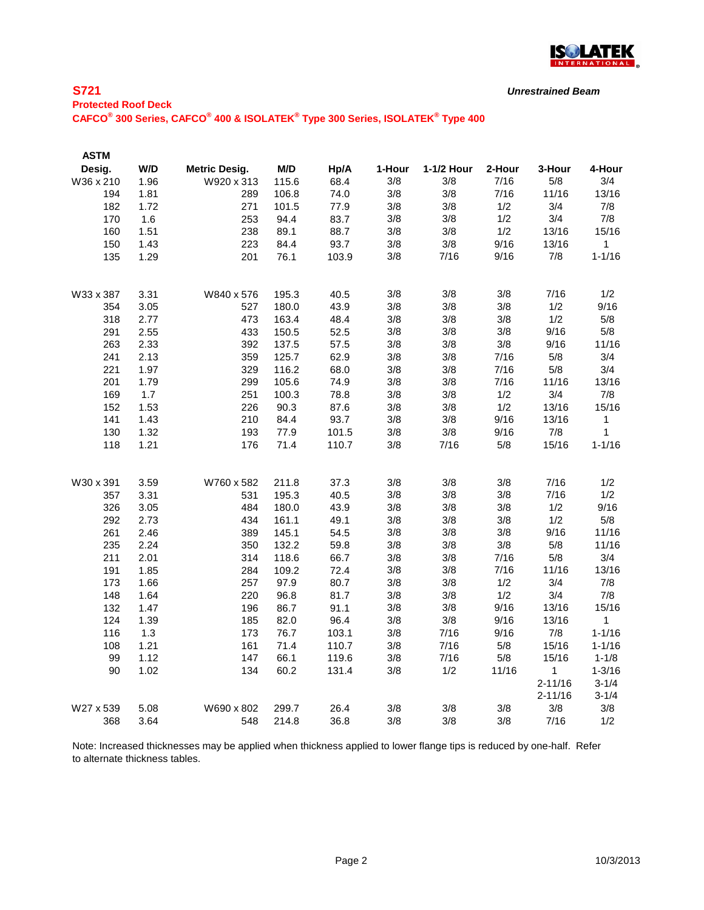**S721**

**Protected Roof Deck**

**CAFCO® 300 Series, CAFCO® 400 & ISOLATEK® Type 300 Series, ISOLATEK® Type 400**

***Unrestrained Beam***

| ASTM Desig. | W/D | Metric Desig. | M/D | Hp/A | 1-Hour | 1-1/2 Hour | 2-Hour | 3-Hour | 4-Hour |
|---|---|---|---|---|---|---|---|---|---|
| W36 x 210 | 1.96 | W920 x 313 | 115.6 | 68.4 | 3/8 | 3/8 | 7/16 | 5/8 | 3/4 |
| 194 | 1.81 | 289 | 106.8 | 74.0 | 3/8 | 3/8 | 7/16 | 11/16 | 13/16 |
| 182 | 1.72 | 271 | 101.5 | 77.9 | 3/8 | 3/8 | 1/2 | 3/4 | 7/8 |
| 170 | 1.6 | 253 | 94.4 | 83.7 | 3/8 | 3/8 | 1/2 | 3/4 | 7/8 |
| 160 | 1.51 | 238 | 89.1 | 88.7 | 3/8 | 3/8 | 1/2 | 13/16 | 15/16 |
| 150 | 1.43 | 223 | 84.4 | 93.7 | 3/8 | 3/8 | 9/16 | 13/16 | 1 |
| 135 | 1.29 | 201 | 76.1 | 103.9 | 3/8 | 7/16 | 9/16 | 7/8 | 1-1/16 |
| | | | | | | | | | |
| W33 x 387 | 3.31 | W840 x 576 | 195.3 | 40.5 | 3/8 | 3/8 | 3/8 | 7/16 | 1/2 |
| 354 | 3.05 | 527 | 180.0 | 43.9 | 3/8 | 3/8 | 3/8 | 1/2 | 9/16 |
| 318 | 2.77 | 473 | 163.4 | 48.4 | 3/8 | 3/8 | 3/8 | 1/2 | 5/8 |
| 291 | 2.55 | 433 | 150.5 | 52.5 | 3/8 | 3/8 | 3/8 | 9/16 | 5/8 |
| 263 | 2.33 | 392 | 137.5 | 57.5 | 3/8 | 3/8 | 3/8 | 9/16 | 11/16 |
| 241 | 2.13 | 359 | 125.7 | 62.9 | 3/8 | 3/8 | 7/16 | 5/8 | 3/4 |
| 221 | 1.97 | 329 | 116.2 | 68.0 | 3/8 | 3/8 | 7/16 | 5/8 | 3/4 |
| 201 | 1.79 | 299 | 105.6 | 74.9 | 3/8 | 3/8 | 7/16 | 11/16 | 13/16 |
| 169 | 1.7 | 251 | 100.3 | 78.8 | 3/8 | 3/8 | 1/2 | 3/4 | 7/8 |
| 152 | 1.53 | 226 | 90.3 | 87.6 | 3/8 | 3/8 | 1/2 | 13/16 | 15/16 |
| 141 | 1.43 | 210 | 84.4 | 93.7 | 3/8 | 3/8 | 9/16 | 13/16 | 1 |
| 130 | 1.32 | 193 | 77.9 | 101.5 | 3/8 | 3/8 | 9/16 | 7/8 | 1 |
| 118 | 1.21 | 176 | 71.4 | 110.7 | 3/8 | 7/16 | 5/8 | 15/16 | 1-1/16 |
| | | | | | | | | | |
| W30 x 391 | 3.59 | W760 x 582 | 211.8 | 37.3 | 3/8 | 3/8 | 3/8 | 7/16 | 1/2 |
| 357 | 3.31 | 531 | 195.3 | 40.5 | 3/8 | 3/8 | 3/8 | 7/16 | 1/2 |
| 326 | 3.05 | 484 | 180.0 | 43.9 | 3/8 | 3/8 | 3/8 | 1/2 | 9/16 |
| 292 | 2.73 | 434 | 161.1 | 49.1 | 3/8 | 3/8 | 3/8 | 1/2 | 5/8 |
| 261 | 2.46 | 389 | 145.1 | 54.5 | 3/8 | 3/8 | 3/8 | 9/16 | 11/16 |
| 235 | 2.24 | 350 | 132.2 | 59.8 | 3/8 | 3/8 | 3/8 | 5/8 | 11/16 |
| 211 | 2.01 | 314 | 118.6 | 66.7 | 3/8 | 3/8 | 7/16 | 5/8 | 3/4 |
| 191 | 1.85 | 284 | 109.2 | 72.4 | 3/8 | 3/8 | 7/16 | 11/16 | 13/16 |
| 173 | 1.66 | 257 | 97.9 | 80.7 | 3/8 | 3/8 | 1/2 | 3/4 | 7/8 |
| 148 | 1.64 | 220 | 96.8 | 81.7 | 3/8 | 3/8 | 1/2 | 3/4 | 7/8 |
| 132 | 1.47 | 196 | 86.7 | 91.1 | 3/8 | 3/8 | 9/16 | 13/16 | 15/16 |
| 124 | 1.39 | 185 | 82.0 | 96.4 | 3/8 | 3/8 | 9/16 | 13/16 | 1 |
| 116 | 1.3 | 173 | 76.7 | 103.1 | 3/8 | 7/16 | 9/16 | 7/8 | 1-1/16 |
| 108 | 1.21 | 161 | 71.4 | 110.7 | 3/8 | 7/16 | 5/8 | 15/16 | 1-1/16 |
| 99 | 1.12 | 147 | 66.1 | 119.6 | 3/8 | 7/16 | 5/8 | 15/16 | 1-1/8 |
| 90 | 1.02 | 134 | 60.2 | 131.4 | 3/8 | 1/2 | 11/16 | 1 | 1-3/16 |
| | | | | | | | | 2-11/16 | 3-1/4 |
| | | | | | | | | 2-11/16 | 3-1/4 |
| W27 x 539 | 5.08 | W690 x 802 | 299.7 | 26.4 | 3/8 | 3/8 | 3/8 | 3/8 | 3/8 |
| 368 | 3.64 | 548 | 214.8 | 36.8 | 3/8 | 3/8 | 3/8 | 7/16 | 1/2 |

Note: Increased thicknesses may be applied when thickness applied to lower flange tips is reduced by one-half. Refer to alternate thickness tables.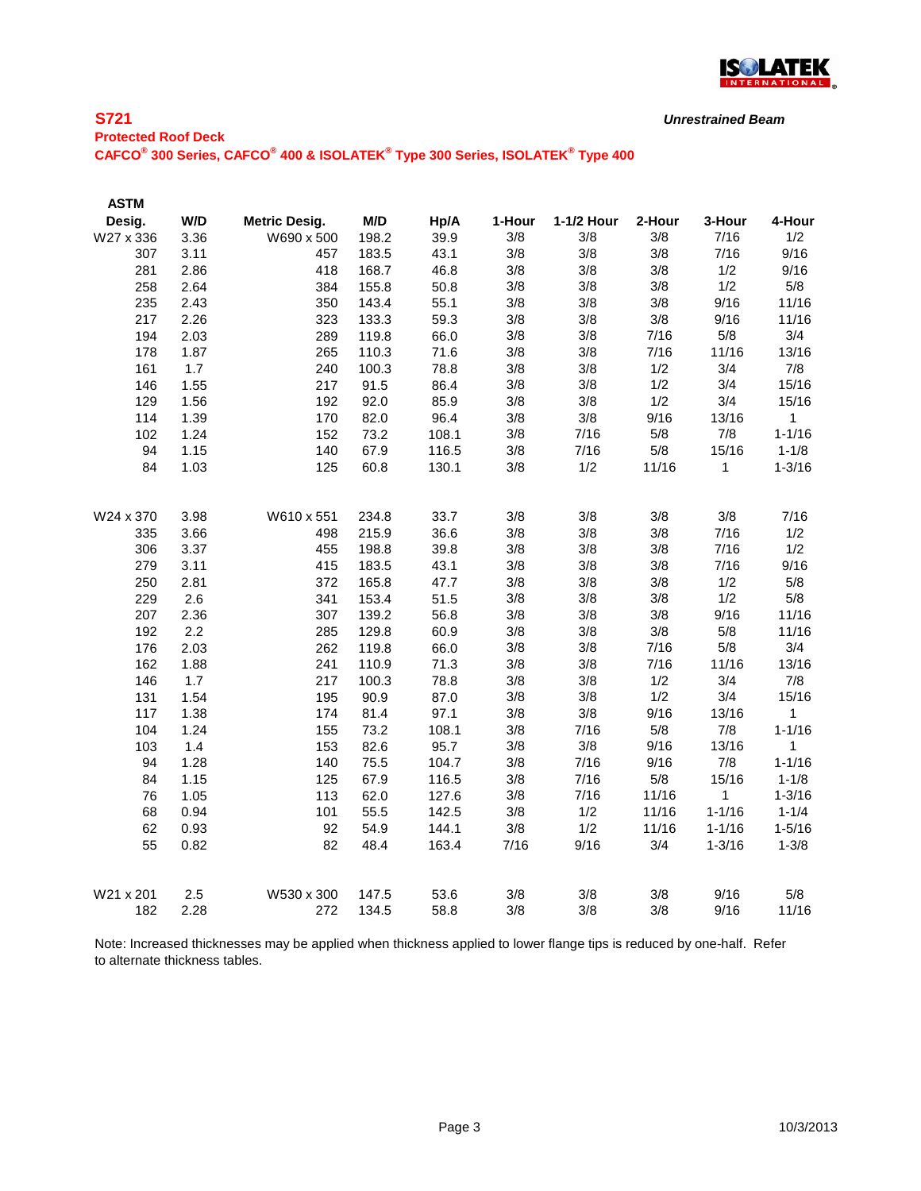**S721**

*Unrestrained Beam*

**Protected Roof Deck**

**CAFCO® 300 Series, CAFCO® 400 & ISOLATEK® Type 300 Series, ISOLATEK® Type 400**

| ASTM Desig. | W/D | Metric Desig. | M/D | Hp/A | 1-Hour | 1-1/2 Hour | 2-Hour | 3-Hour | 4-Hour |
|---|---|---|---|---|---|---|---|---|---|
| W27 x 336 | 3.36 | W690 x 500 | 198.2 | 39.9 | 3/8 | 3/8 | 3/8 | 7/16 | 1/2 |
| 307 | 3.11 | 457 | 183.5 | 43.1 | 3/8 | 3/8 | 3/8 | 7/16 | 9/16 |
| 281 | 2.86 | 418 | 168.7 | 46.8 | 3/8 | 3/8 | 3/8 | 1/2 | 9/16 |
| 258 | 2.64 | 384 | 155.8 | 50.8 | 3/8 | 3/8 | 3/8 | 1/2 | 5/8 |
| 235 | 2.43 | 350 | 143.4 | 55.1 | 3/8 | 3/8 | 3/8 | 9/16 | 11/16 |
| 217 | 2.26 | 323 | 133.3 | 59.3 | 3/8 | 3/8 | 3/8 | 9/16 | 11/16 |
| 194 | 2.03 | 289 | 119.8 | 66.0 | 3/8 | 3/8 | 7/16 | 5/8 | 3/4 |
| 178 | 1.87 | 265 | 110.3 | 71.6 | 3/8 | 3/8 | 7/16 | 11/16 | 13/16 |
| 161 | 1.7 | 240 | 100.3 | 78.8 | 3/8 | 3/8 | 1/2 | 3/4 | 7/8 |
| 146 | 1.55 | 217 | 91.5 | 86.4 | 3/8 | 3/8 | 1/2 | 3/4 | 15/16 |
| 129 | 1.56 | 192 | 92.0 | 85.9 | 3/8 | 3/8 | 1/2 | 3/4 | 15/16 |
| 114 | 1.39 | 170 | 82.0 | 96.4 | 3/8 | 3/8 | 9/16 | 13/16 | 1 |
| 102 | 1.24 | 152 | 73.2 | 108.1 | 3/8 | 7/16 | 5/8 | 7/8 | 1-1/16 |
| 94 | 1.15 | 140 | 67.9 | 116.5 | 3/8 | 7/16 | 5/8 | 15/16 | 1-1/8 |
| 84 | 1.03 | 125 | 60.8 | 130.1 | 3/8 | 1/2 | 11/16 | 1 | 1-3/16 |
| | | | | | | | | | |
| W24 x 370 | 3.98 | W610 x 551 | 234.8 | 33.7 | 3/8 | 3/8 | 3/8 | 3/8 | 7/16 |
| 335 | 3.66 | 498 | 215.9 | 36.6 | 3/8 | 3/8 | 3/8 | 7/16 | 1/2 |
| 306 | 3.37 | 455 | 198.8 | 39.8 | 3/8 | 3/8 | 3/8 | 7/16 | 1/2 |
| 279 | 3.11 | 415 | 183.5 | 43.1 | 3/8 | 3/8 | 3/8 | 7/16 | 9/16 |
| 250 | 2.81 | 372 | 165.8 | 47.7 | 3/8 | 3/8 | 3/8 | 1/2 | 5/8 |
| 229 | 2.6 | 341 | 153.4 | 51.5 | 3/8 | 3/8 | 3/8 | 1/2 | 5/8 |
| 207 | 2.36 | 307 | 139.2 | 56.8 | 3/8 | 3/8 | 3/8 | 9/16 | 11/16 |
| 192 | 2.2 | 285 | 129.8 | 60.9 | 3/8 | 3/8 | 3/8 | 5/8 | 11/16 |
| 176 | 2.03 | 262 | 119.8 | 66.0 | 3/8 | 3/8 | 7/16 | 5/8 | 3/4 |
| 162 | 1.88 | 241 | 110.9 | 71.3 | 3/8 | 3/8 | 7/16 | 11/16 | 13/16 |
| 146 | 1.7 | 217 | 100.3 | 78.8 | 3/8 | 3/8 | 1/2 | 3/4 | 7/8 |
| 131 | 1.54 | 195 | 90.9 | 87.0 | 3/8 | 3/8 | 1/2 | 3/4 | 15/16 |
| 117 | 1.38 | 174 | 81.4 | 97.1 | 3/8 | 3/8 | 9/16 | 13/16 | 1 |
| 104 | 1.24 | 155 | 73.2 | 108.1 | 3/8 | 7/16 | 5/8 | 7/8 | 1-1/16 |
| 103 | 1.4 | 153 | 82.6 | 95.7 | 3/8 | 3/8 | 9/16 | 13/16 | 1 |
| 94 | 1.28 | 140 | 75.5 | 104.7 | 3/8 | 7/16 | 9/16 | 7/8 | 1-1/16 |
| 84 | 1.15 | 125 | 67.9 | 116.5 | 3/8 | 7/16 | 5/8 | 15/16 | 1-1/8 |
| 76 | 1.05 | 113 | 62.0 | 127.6 | 3/8 | 7/16 | 11/16 | 1 | 1-3/16 |
| 68 | 0.94 | 101 | 55.5 | 142.5 | 3/8 | 1/2 | 11/16 | 1-1/16 | 1-1/4 |
| 62 | 0.93 | 92 | 54.9 | 144.1 | 3/8 | 1/2 | 11/16 | 1-1/16 | 1-5/16 |
| 55 | 0.82 | 82 | 48.4 | 163.4 | 7/16 | 9/16 | 3/4 | 1-3/16 | 1-3/8 |
| | | | | | | | | | |
| W21 x 201 | 2.5 | W530 x 300 | 147.5 | 53.6 | 3/8 | 3/8 | 3/8 | 9/16 | 5/8 |
| 182 | 2.28 | 272 | 134.5 | 58.8 | 3/8 | 3/8 | 3/8 | 9/16 | 11/16 |

Note: Increased thicknesses may be applied when thickness applied to lower flange tips is reduced by one-half. Refer to alternate thickness tables.

10/3/2013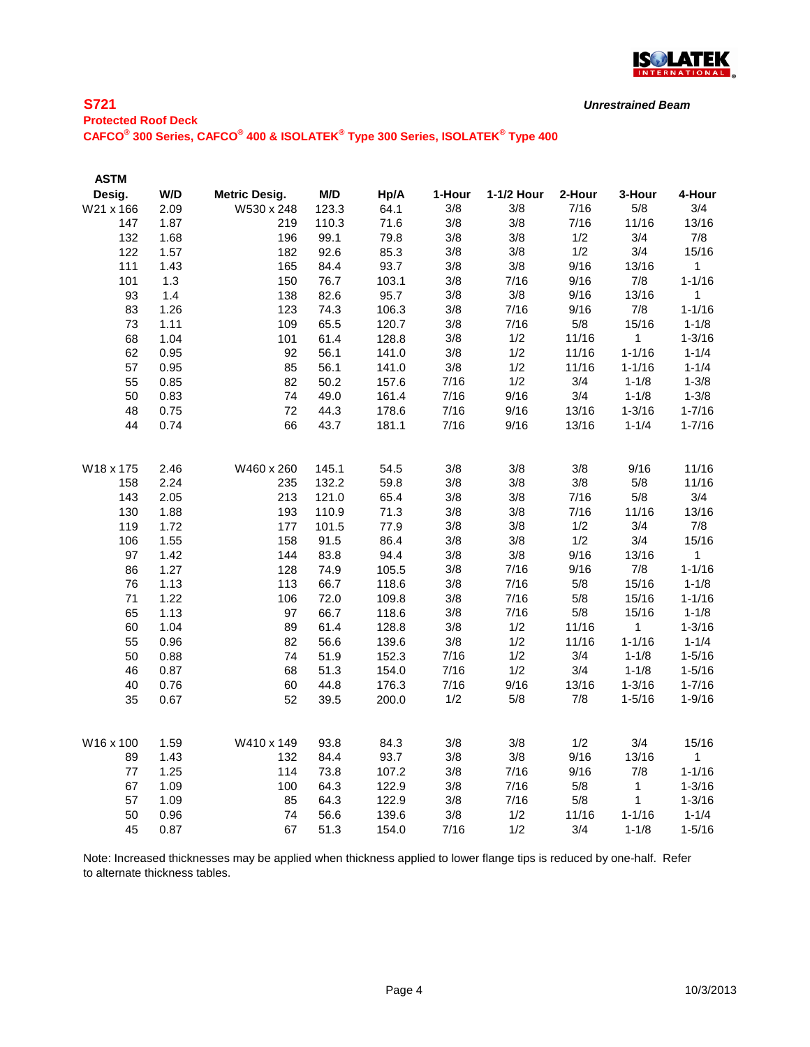## S721

*Unrestrained Beam*

**Protected Roof Deck**

**CAFCO® 300 Series, CAFCO® 400 & ISOLATEK® Type 300 Series, ISOLATEK® Type 400**

| ASTM Desig. | W/D | Metric Desig. | M/D | Hp/A | 1-Hour | 1-1/2 Hour | 2-Hour | 3-Hour | 4-Hour |
|---|---|---|---|---|---|---|---|---|---|
| W21 x 166 | 2.09 | W530 x 248 | 123.3 | 64.1 | 3/8 | 3/8 | 7/16 | 5/8 | 3/4 |
| 147 | 1.87 | 219 | 110.3 | 71.6 | 3/8 | 3/8 | 7/16 | 11/16 | 13/16 |
| 132 | 1.68 | 196 | 99.1 | 79.8 | 3/8 | 3/8 | 1/2 | 3/4 | 7/8 |
| 122 | 1.57 | 182 | 92.6 | 85.3 | 3/8 | 3/8 | 1/2 | 3/4 | 15/16 |
| 111 | 1.43 | 165 | 84.4 | 93.7 | 3/8 | 3/8 | 9/16 | 13/16 | 1 |
| 101 | 1.3 | 150 | 76.7 | 103.1 | 3/8 | 7/16 | 9/16 | 7/8 | 1-1/16 |
| 93 | 1.4 | 138 | 82.6 | 95.7 | 3/8 | 3/8 | 9/16 | 13/16 | 1 |
| 83 | 1.26 | 123 | 74.3 | 106.3 | 3/8 | 7/16 | 9/16 | 7/8 | 1-1/16 |
| 73 | 1.11 | 109 | 65.5 | 120.7 | 3/8 | 7/16 | 5/8 | 15/16 | 1-1/8 |
| 68 | 1.04 | 101 | 61.4 | 128.8 | 3/8 | 1/2 | 11/16 | 1 | 1-3/16 |
| 62 | 0.95 | 92 | 56.1 | 141.0 | 3/8 | 1/2 | 11/16 | 1-1/16 | 1-1/4 |
| 57 | 0.95 | 85 | 56.1 | 141.0 | 3/8 | 1/2 | 11/16 | 1-1/16 | 1-1/4 |
| 55 | 0.85 | 82 | 50.2 | 157.6 | 7/16 | 1/2 | 3/4 | 1-1/8 | 1-3/8 |
| 50 | 0.83 | 74 | 49.0 | 161.4 | 7/16 | 9/16 | 3/4 | 1-1/8 | 1-3/8 |
| 48 | 0.75 | 72 | 44.3 | 178.6 | 7/16 | 9/16 | 13/16 | 1-3/16 | 1-7/16 |
| 44 | 0.74 | 66 | 43.7 | 181.1 | 7/16 | 9/16 | 13/16 | 1-1/4 | 1-7/16 |
| W18 x 175 | 2.46 | W460 x 260 | 145.1 | 54.5 | 3/8 | 3/8 | 3/8 | 9/16 | 11/16 |
| 158 | 2.24 | 235 | 132.2 | 59.8 | 3/8 | 3/8 | 3/8 | 5/8 | 11/16 |
| 143 | 2.05 | 213 | 121.0 | 65.4 | 3/8 | 3/8 | 7/16 | 5/8 | 3/4 |
| 130 | 1.88 | 193 | 110.9 | 71.3 | 3/8 | 3/8 | 7/16 | 11/16 | 13/16 |
| 119 | 1.72 | 177 | 101.5 | 77.9 | 3/8 | 3/8 | 1/2 | 3/4 | 7/8 |
| 106 | 1.55 | 158 | 91.5 | 86.4 | 3/8 | 3/8 | 1/2 | 3/4 | 15/16 |
| 97 | 1.42 | 144 | 83.8 | 94.4 | 3/8 | 3/8 | 9/16 | 13/16 | 1 |
| 86 | 1.27 | 128 | 74.9 | 105.5 | 3/8 | 7/16 | 9/16 | 7/8 | 1-1/16 |
| 76 | 1.13 | 113 | 66.7 | 118.6 | 3/8 | 7/16 | 5/8 | 15/16 | 1-1/8 |
| 71 | 1.22 | 106 | 72.0 | 109.8 | 3/8 | 7/16 | 5/8 | 15/16 | 1-1/16 |
| 65 | 1.13 | 97 | 66.7 | 118.6 | 3/8 | 7/16 | 5/8 | 15/16 | 1-1/8 |
| 60 | 1.04 | 89 | 61.4 | 128.8 | 3/8 | 1/2 | 11/16 | 1 | 1-3/16 |
| 55 | 0.96 | 82 | 56.6 | 139.6 | 3/8 | 1/2 | 11/16 | 1-1/16 | 1-1/4 |
| 50 | 0.88 | 74 | 51.9 | 152.3 | 7/16 | 1/2 | 3/4 | 1-1/8 | 1-5/16 |
| 46 | 0.87 | 68 | 51.3 | 154.0 | 7/16 | 1/2 | 3/4 | 1-1/8 | 1-5/16 |
| 40 | 0.76 | 60 | 44.8 | 176.3 | 7/16 | 9/16 | 13/16 | 1-3/16 | 1-7/16 |
| 35 | 0.67 | 52 | 39.5 | 200.0 | 1/2 | 5/8 | 7/8 | 1-5/16 | 1-9/16 |
| W16 x 100 | 1.59 | W410 x 149 | 93.8 | 84.3 | 3/8 | 3/8 | 1/2 | 3/4 | 15/16 |
| 89 | 1.43 | 132 | 84.4 | 93.7 | 3/8 | 3/8 | 9/16 | 13/16 | 1 |
| 77 | 1.25 | 114 | 73.8 | 107.2 | 3/8 | 7/16 | 9/16 | 7/8 | 1-1/16 |
| 67 | 1.09 | 100 | 64.3 | 122.9 | 3/8 | 7/16 | 5/8 | 1 | 1-3/16 |
| 57 | 1.09 | 85 | 64.3 | 122.9 | 3/8 | 7/16 | 5/8 | 1 | 1-3/16 |
| 50 | 0.96 | 74 | 56.6 | 139.6 | 3/8 | 1/2 | 11/16 | 1-1/16 | 1-1/4 |
| 45 | 0.87 | 67 | 51.3 | 154.0 | 7/16 | 1/2 | 3/4 | 1-1/8 | 1-5/16 |

Note: Increased thicknesses may be applied when thickness applied to lower flange tips is reduced by one-half. Refer to alternate thickness tables.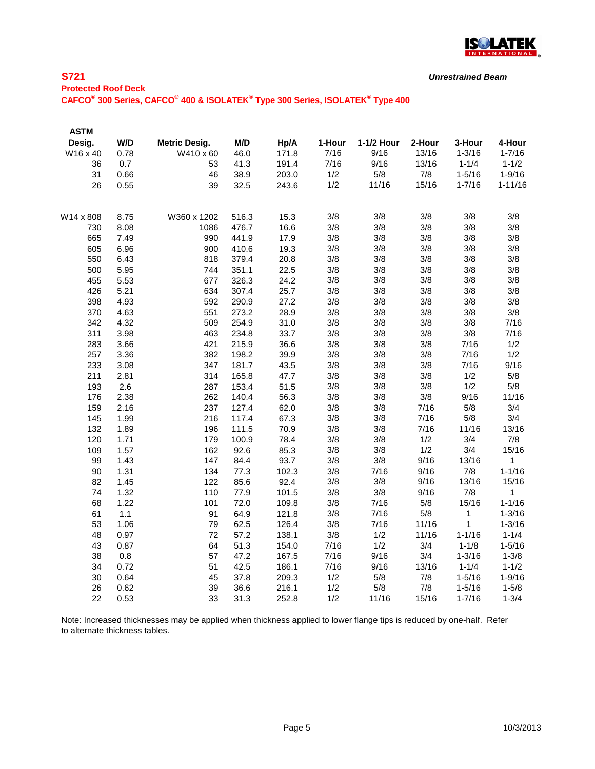## S721

*Unrestrained Beam*

**Protected Roof Deck**

**CAFCO® 300 Series, CAFCO® 400 & ISOLATEK® Type 300 Series, ISOLATEK® Type 400**

| ASTM Desig. | W/D | Metric Desig. | M/D | Hp/A | 1-Hour | 1-1/2 Hour | 2-Hour | 3-Hour | 4-Hour |
|---|---|---|---|---|---|---|---|---|---|
| W16 x 40 | 0.78 | W410 x 60 | 46.0 | 171.8 | 7/16 | 9/16 | 13/16 | 1-3/16 | 1-7/16 |
| 36 | 0.7 | 53 | 41.3 | 191.4 | 7/16 | 9/16 | 13/16 | 1-1/4 | 1-1/2 |
| 31 | 0.66 | 46 | 38.9 | 203.0 | 1/2 | 5/8 | 7/8 | 1-5/16 | 1-9/16 |
| 26 | 0.55 | 39 | 32.5 | 243.6 | 1/2 | 11/16 | 15/16 | 1-7/16 | 1-11/16 |
| | | | | | | | | | |
| W14 x 808 | 8.75 | W360 x 1202 | 516.3 | 15.3 | 3/8 | 3/8 | 3/8 | 3/8 | 3/8 |
| 730 | 8.08 | 1086 | 476.7 | 16.6 | 3/8 | 3/8 | 3/8 | 3/8 | 3/8 |
| 665 | 7.49 | 990 | 441.9 | 17.9 | 3/8 | 3/8 | 3/8 | 3/8 | 3/8 |
| 605 | 6.96 | 900 | 410.6 | 19.3 | 3/8 | 3/8 | 3/8 | 3/8 | 3/8 |
| 550 | 6.43 | 818 | 379.4 | 20.8 | 3/8 | 3/8 | 3/8 | 3/8 | 3/8 |
| 500 | 5.95 | 744 | 351.1 | 22.5 | 3/8 | 3/8 | 3/8 | 3/8 | 3/8 |
| 455 | 5.53 | 677 | 326.3 | 24.2 | 3/8 | 3/8 | 3/8 | 3/8 | 3/8 |
| 426 | 5.21 | 634 | 307.4 | 25.7 | 3/8 | 3/8 | 3/8 | 3/8 | 3/8 |
| 398 | 4.93 | 592 | 290.9 | 27.2 | 3/8 | 3/8 | 3/8 | 3/8 | 3/8 |
| 370 | 4.63 | 551 | 273.2 | 28.9 | 3/8 | 3/8 | 3/8 | 3/8 | 3/8 |
| 342 | 4.32 | 509 | 254.9 | 31.0 | 3/8 | 3/8 | 3/8 | 3/8 | 7/16 |
| 311 | 3.98 | 463 | 234.8 | 33.7 | 3/8 | 3/8 | 3/8 | 3/8 | 7/16 |
| 283 | 3.66 | 421 | 215.9 | 36.6 | 3/8 | 3/8 | 3/8 | 7/16 | 1/2 |
| 257 | 3.36 | 382 | 198.2 | 39.9 | 3/8 | 3/8 | 3/8 | 7/16 | 1/2 |
| 233 | 3.08 | 347 | 181.7 | 43.5 | 3/8 | 3/8 | 3/8 | 7/16 | 9/16 |
| 211 | 2.81 | 314 | 165.8 | 47.7 | 3/8 | 3/8 | 3/8 | 1/2 | 5/8 |
| 193 | 2.6 | 287 | 153.4 | 51.5 | 3/8 | 3/8 | 3/8 | 1/2 | 5/8 |
| 176 | 2.38 | 262 | 140.4 | 56.3 | 3/8 | 3/8 | 3/8 | 9/16 | 11/16 |
| 159 | 2.16 | 237 | 127.4 | 62.0 | 3/8 | 3/8 | 7/16 | 5/8 | 3/4 |
| 145 | 1.99 | 216 | 117.4 | 67.3 | 3/8 | 3/8 | 7/16 | 5/8 | 3/4 |
| 132 | 1.89 | 196 | 111.5 | 70.9 | 3/8 | 3/8 | 7/16 | 11/16 | 13/16 |
| 120 | 1.71 | 179 | 100.9 | 78.4 | 3/8 | 3/8 | 1/2 | 3/4 | 7/8 |
| 109 | 1.57 | 162 | 92.6 | 85.3 | 3/8 | 3/8 | 1/2 | 3/4 | 15/16 |
| 99 | 1.43 | 147 | 84.4 | 93.7 | 3/8 | 3/8 | 9/16 | 13/16 | 1 |
| 90 | 1.31 | 134 | 77.3 | 102.3 | 3/8 | 7/16 | 9/16 | 7/8 | 1-1/16 |
| 82 | 1.45 | 122 | 85.6 | 92.4 | 3/8 | 3/8 | 9/16 | 13/16 | 15/16 |
| 74 | 1.32 | 110 | 77.9 | 101.5 | 3/8 | 3/8 | 9/16 | 7/8 | 1 |
| 68 | 1.22 | 101 | 72.0 | 109.8 | 3/8 | 7/16 | 5/8 | 15/16 | 1-1/16 |
| 61 | 1.1 | 91 | 64.9 | 121.8 | 3/8 | 7/16 | 5/8 | 1 | 1-3/16 |
| 53 | 1.06 | 79 | 62.5 | 126.4 | 3/8 | 7/16 | 11/16 | 1 | 1-3/16 |
| 48 | 0.97 | 72 | 57.2 | 138.1 | 3/8 | 1/2 | 11/16 | 1-1/16 | 1-1/4 |
| 43 | 0.87 | 64 | 51.3 | 154.0 | 7/16 | 1/2 | 3/4 | 1-1/8 | 1-5/16 |
| 38 | 0.8 | 57 | 47.2 | 167.5 | 7/16 | 9/16 | 3/4 | 1-3/16 | 1-3/8 |
| 34 | 0.72 | 51 | 42.5 | 186.1 | 7/16 | 9/16 | 13/16 | 1-1/4 | 1-1/2 |
| 30 | 0.64 | 45 | 37.8 | 209.3 | 1/2 | 5/8 | 7/8 | 1-5/16 | 1-9/16 |
| 26 | 0.62 | 39 | 36.6 | 216.1 | 1/2 | 5/8 | 7/8 | 1-5/16 | 1-5/8 |
| 22 | 0.53 | 33 | 31.3 | 252.8 | 1/2 | 11/16 | 15/16 | 1-7/16 | 1-3/4 |

Note: Increased thicknesses may be applied when thickness applied to lower flange tips is reduced by one-half. Refer to alternate thickness tables.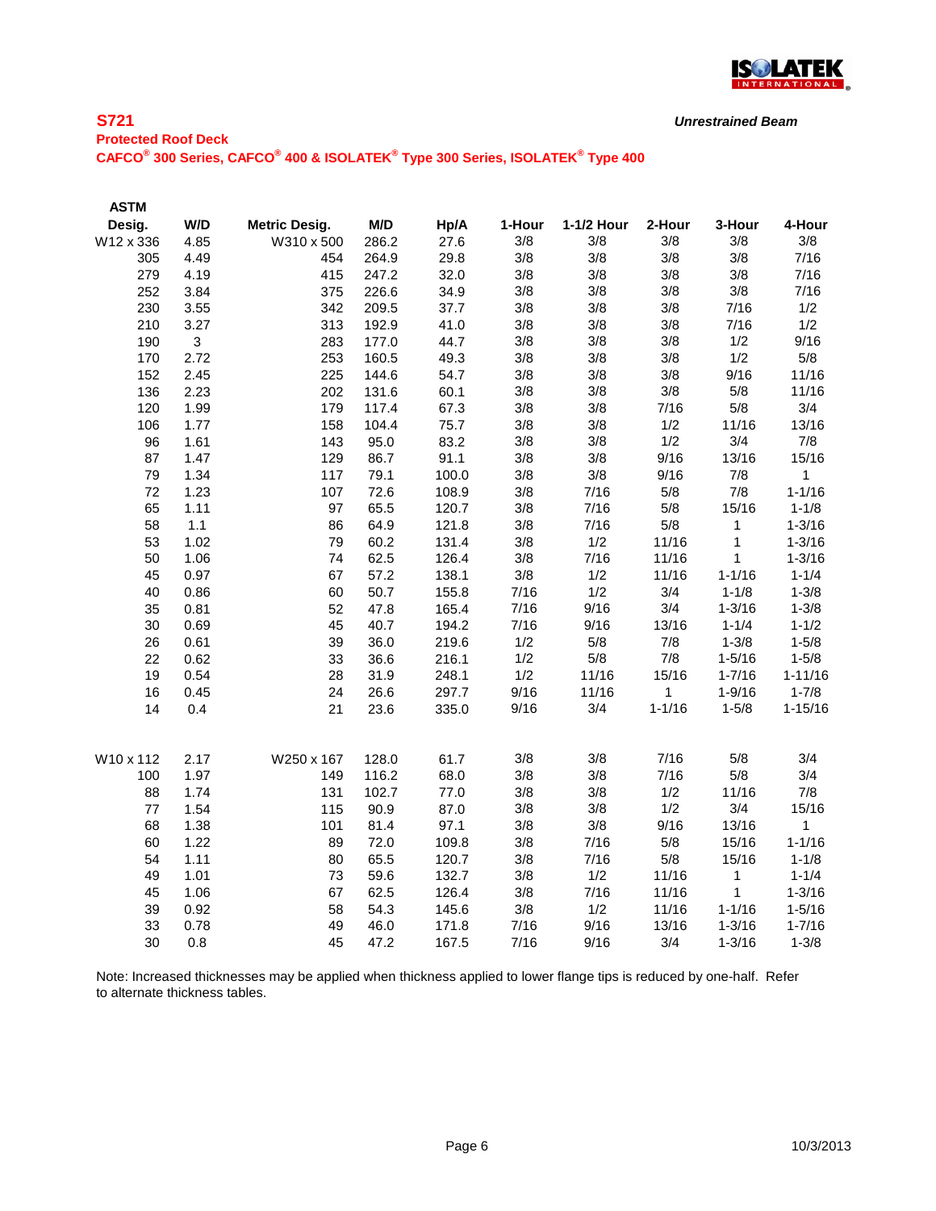**S721**

*Unrestrained Beam*

**Protected Roof Deck**

**CAFCO® 300 Series, CAFCO® 400 & ISOLATEK® Type 300 Series, ISOLATEK® Type 400**

| ASTM Desig. | W/D | Metric Desig. | M/D | Hp/A | 1-Hour | 1-1/2 Hour | 2-Hour | 3-Hour | 4-Hour |
|---|---|---|---|---|---|---|---|---|---|
| W12 x 336 | 4.85 | W310 x 500 | 286.2 | 27.6 | 3/8 | 3/8 | 3/8 | 3/8 | 3/8 |
| 305 | 4.49 | 454 | 264.9 | 29.8 | 3/8 | 3/8 | 3/8 | 3/8 | 7/16 |
| 279 | 4.19 | 415 | 247.2 | 32.0 | 3/8 | 3/8 | 3/8 | 3/8 | 7/16 |
| 252 | 3.84 | 375 | 226.6 | 34.9 | 3/8 | 3/8 | 3/8 | 3/8 | 7/16 |
| 230 | 3.55 | 342 | 209.5 | 37.7 | 3/8 | 3/8 | 3/8 | 7/16 | 1/2 |
| 210 | 3.27 | 313 | 192.9 | 41.0 | 3/8 | 3/8 | 3/8 | 7/16 | 1/2 |
| 190 | 3 | 283 | 177.0 | 44.7 | 3/8 | 3/8 | 3/8 | 1/2 | 9/16 |
| 170 | 2.72 | 253 | 160.5 | 49.3 | 3/8 | 3/8 | 3/8 | 1/2 | 5/8 |
| 152 | 2.45 | 225 | 144.6 | 54.7 | 3/8 | 3/8 | 3/8 | 9/16 | 11/16 |
| 136 | 2.23 | 202 | 131.6 | 60.1 | 3/8 | 3/8 | 3/8 | 5/8 | 11/16 |
| 120 | 1.99 | 179 | 117.4 | 67.3 | 3/8 | 3/8 | 7/16 | 5/8 | 3/4 |
| 106 | 1.77 | 158 | 104.4 | 75.7 | 3/8 | 3/8 | 1/2 | 11/16 | 13/16 |
| 96 | 1.61 | 143 | 95.0 | 83.2 | 3/8 | 3/8 | 1/2 | 3/4 | 7/8 |
| 87 | 1.47 | 129 | 86.7 | 91.1 | 3/8 | 3/8 | 9/16 | 13/16 | 15/16 |
| 79 | 1.34 | 117 | 79.1 | 100.0 | 3/8 | 3/8 | 9/16 | 7/8 | 1 |
| 72 | 1.23 | 107 | 72.6 | 108.9 | 3/8 | 7/16 | 5/8 | 7/8 | 1-1/16 |
| 65 | 1.11 | 97 | 65.5 | 120.7 | 3/8 | 7/16 | 5/8 | 15/16 | 1-1/8 |
| 58 | 1.1 | 86 | 64.9 | 121.8 | 3/8 | 7/16 | 5/8 | 1 | 1-3/16 |
| 53 | 1.02 | 79 | 60.2 | 131.4 | 3/8 | 1/2 | 11/16 | 1 | 1-3/16 |
| 50 | 1.06 | 74 | 62.5 | 126.4 | 3/8 | 7/16 | 11/16 | 1 | 1-3/16 |
| 45 | 0.97 | 67 | 57.2 | 138.1 | 3/8 | 1/2 | 11/16 | 1-1/16 | 1-1/4 |
| 40 | 0.86 | 60 | 50.7 | 155.8 | 7/16 | 1/2 | 3/4 | 1-1/8 | 1-3/8 |
| 35 | 0.81 | 52 | 47.8 | 165.4 | 7/16 | 9/16 | 3/4 | 1-3/16 | 1-3/8 |
| 30 | 0.69 | 45 | 40.7 | 194.2 | 7/16 | 9/16 | 13/16 | 1-1/4 | 1-1/2 |
| 26 | 0.61 | 39 | 36.0 | 219.6 | 1/2 | 5/8 | 7/8 | 1-3/8 | 1-5/8 |
| 22 | 0.62 | 33 | 36.6 | 216.1 | 1/2 | 5/8 | 7/8 | 1-5/16 | 1-5/8 |
| 19 | 0.54 | 28 | 31.9 | 248.1 | 1/2 | 11/16 | 15/16 | 1-7/16 | 1-11/16 |
| 16 | 0.45 | 24 | 26.6 | 297.7 | 9/16 | 11/16 | 1 | 1-9/16 | 1-7/8 |
| 14 | 0.4 | 21 | 23.6 | 335.0 | 9/16 | 3/4 | 1-1/16 | 1-5/8 | 1-15/16 |
| | | | | | | | | | |
| W10 x 112 | 2.17 | W250 x 167 | 128.0 | 61.7 | 3/8 | 3/8 | 7/16 | 5/8 | 3/4 |
| 100 | 1.97 | 149 | 116.2 | 68.0 | 3/8 | 3/8 | 7/16 | 5/8 | 3/4 |
| 88 | 1.74 | 131 | 102.7 | 77.0 | 3/8 | 3/8 | 1/2 | 11/16 | 7/8 |
| 77 | 1.54 | 115 | 90.9 | 87.0 | 3/8 | 3/8 | 1/2 | 3/4 | 15/16 |
| 68 | 1.38 | 101 | 81.4 | 97.1 | 3/8 | 3/8 | 9/16 | 13/16 | 1 |
| 60 | 1.22 | 89 | 72.0 | 109.8 | 3/8 | 7/16 | 5/8 | 15/16 | 1-1/16 |
| 54 | 1.11 | 80 | 65.5 | 120.7 | 3/8 | 7/16 | 5/8 | 15/16 | 1-1/8 |
| 49 | 1.01 | 73 | 59.6 | 132.7 | 3/8 | 1/2 | 11/16 | 1 | 1-1/4 |
| 45 | 1.06 | 67 | 62.5 | 126.4 | 3/8 | 7/16 | 11/16 | 1 | 1-3/16 |
| 39 | 0.92 | 58 | 54.3 | 145.6 | 3/8 | 1/2 | 11/16 | 1-1/16 | 1-5/16 |
| 33 | 0.78 | 49 | 46.0 | 171.8 | 7/16 | 9/16 | 13/16 | 1-3/16 | 1-7/16 |
| 30 | 0.8 | 45 | 47.2 | 167.5 | 7/16 | 9/16 | 3/4 | 1-3/16 | 1-3/8 |

Note: Increased thicknesses may be applied when thickness applied to lower flange tips is reduced by one-half. Refer to alternate thickness tables.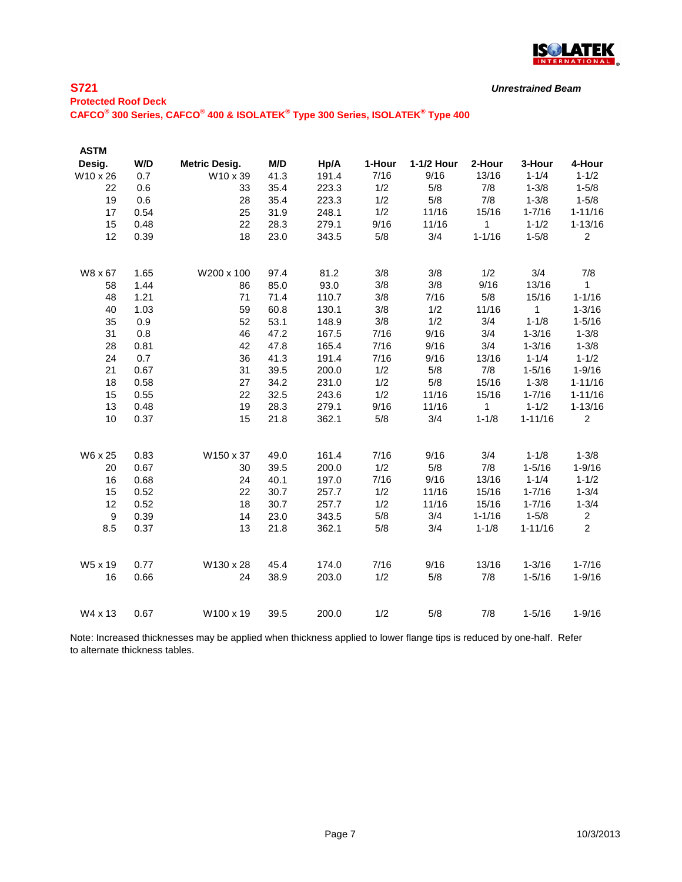**S721**

*Unrestrained Beam*

**Protected Roof Deck**

**CAFCO® 300 Series, CAFCO® 400 & ISOLATEK® Type 300 Series, ISOLATEK® Type 400**

| ASTM Desig. | W/D | Metric Desig. | M/D | Hp/A | 1-Hour | 1-1/2 Hour | 2-Hour | 3-Hour | 4-Hour |
|---|---|---|---|---|---|---|---|---|---|
| W10 x 26 | 0.7 | W10 x 39 | 41.3 | 191.4 | 7/16 | 9/16 | 13/16 | 1-1/4 | 1-1/2 |
| 22 | 0.6 | 33 | 35.4 | 223.3 | 1/2 | 5/8 | 7/8 | 1-3/8 | 1-5/8 |
| 19 | 0.6 | 28 | 35.4 | 223.3 | 1/2 | 5/8 | 7/8 | 1-3/8 | 1-5/8 |
| 17 | 0.54 | 25 | 31.9 | 248.1 | 1/2 | 11/16 | 15/16 | 1-7/16 | 1-11/16 |
| 15 | 0.48 | 22 | 28.3 | 279.1 | 9/16 | 11/16 | 1 | 1-1/2 | 1-13/16 |
| 12 | 0.39 | 18 | 23.0 | 343.5 | 5/8 | 3/4 | 1-1/16 | 1-5/8 | 2 |
| | | | | | | | | | |
| W8 x 67 | 1.65 | W200 x 100 | 97.4 | 81.2 | 3/8 | 3/8 | 1/2 | 3/4 | 7/8 |
| 58 | 1.44 | 86 | 85.0 | 93.0 | 3/8 | 3/8 | 9/16 | 13/16 | 1 |
| 48 | 1.21 | 71 | 71.4 | 110.7 | 3/8 | 7/16 | 5/8 | 15/16 | 1-1/16 |
| 40 | 1.03 | 59 | 60.8 | 130.1 | 3/8 | 1/2 | 11/16 | 1 | 1-3/16 |
| 35 | 0.9 | 52 | 53.1 | 148.9 | 3/8 | 1/2 | 3/4 | 1-1/8 | 1-5/16 |
| 31 | 0.8 | 46 | 47.2 | 167.5 | 7/16 | 9/16 | 3/4 | 1-3/16 | 1-3/8 |
| 28 | 0.81 | 42 | 47.8 | 165.4 | 7/16 | 9/16 | 3/4 | 1-3/16 | 1-3/8 |
| 24 | 0.7 | 36 | 41.3 | 191.4 | 7/16 | 9/16 | 13/16 | 1-1/4 | 1-1/2 |
| 21 | 0.67 | 31 | 39.5 | 200.0 | 1/2 | 5/8 | 7/8 | 1-5/16 | 1-9/16 |
| 18 | 0.58 | 27 | 34.2 | 231.0 | 1/2 | 5/8 | 15/16 | 1-3/8 | 1-11/16 |
| 15 | 0.55 | 22 | 32.5 | 243.6 | 1/2 | 11/16 | 15/16 | 1-7/16 | 1-11/16 |
| 13 | 0.48 | 19 | 28.3 | 279.1 | 9/16 | 11/16 | 1 | 1-1/2 | 1-13/16 |
| 10 | 0.37 | 15 | 21.8 | 362.1 | 5/8 | 3/4 | 1-1/8 | 1-11/16 | 2 |
| | | | | | | | | | |
| W6 x 25 | 0.83 | W150 x 37 | 49.0 | 161.4 | 7/16 | 9/16 | 3/4 | 1-1/8 | 1-3/8 |
| 20 | 0.67 | 30 | 39.5 | 200.0 | 1/2 | 5/8 | 7/8 | 1-5/16 | 1-9/16 |
| 16 | 0.68 | 24 | 40.1 | 197.0 | 7/16 | 9/16 | 13/16 | 1-1/4 | 1-1/2 |
| 15 | 0.52 | 22 | 30.7 | 257.7 | 1/2 | 11/16 | 15/16 | 1-7/16 | 1-3/4 |
| 12 | 0.52 | 18 | 30.7 | 257.7 | 1/2 | 11/16 | 15/16 | 1-7/16 | 1-3/4 |
| 9 | 0.39 | 14 | 23.0 | 343.5 | 5/8 | 3/4 | 1-1/16 | 1-5/8 | 2 |
| 8.5 | 0.37 | 13 | 21.8 | 362.1 | 5/8 | 3/4 | 1-1/8 | 1-11/16 | 2 |
| | | | | | | | | | |
| W5 x 19 | 0.77 | W130 x 28 | 45.4 | 174.0 | 7/16 | 9/16 | 13/16 | 1-3/16 | 1-7/16 |
| 16 | 0.66 | 24 | 38.9 | 203.0 | 1/2 | 5/8 | 7/8 | 1-5/16 | 1-9/16 |
| | | | | | | | | | |
| W4 x 13 | 0.67 | W100 x 19 | 39.5 | 200.0 | 1/2 | 5/8 | 7/8 | 1-5/16 | 1-9/16 |

Note: Increased thicknesses may be applied when thickness applied to lower flange tips is reduced by one-half. Refer to alternate thickness tables.

10/3/2013